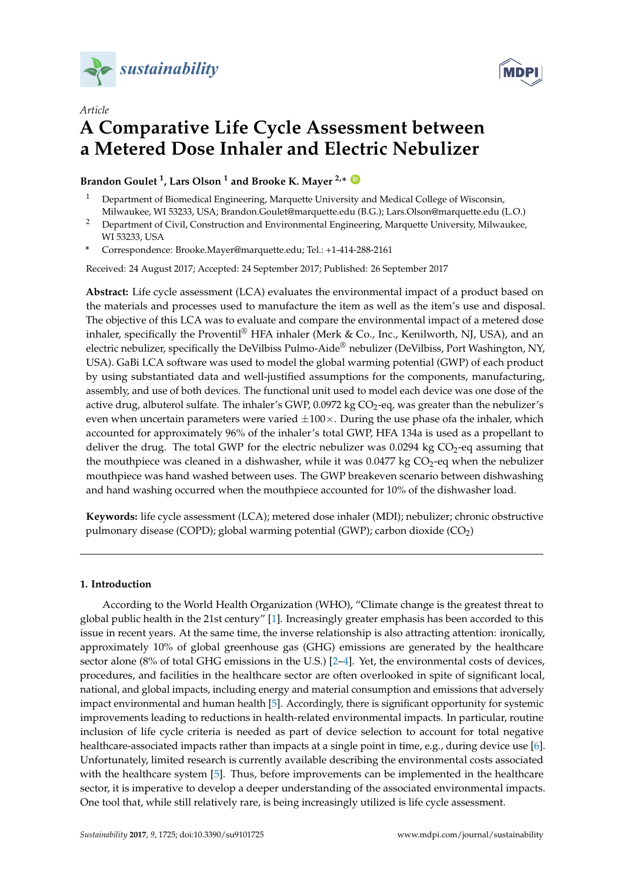*Article*

# A Comparative Life Cycle Assessment between a Metered Dose Inhaler and Electric Nebulizer

**Brandon Goulet [1], Lars Olson [1] and Brooke K. Mayer [2,*]**

[1] Department of Biomedical Engineering, Marquette University and Medical College of Wisconsin, Milwaukee, WI 53233, USA; Brandon.Goulet@marquette.edu (B.G.); Lars.Olson@marquette.edu (L.O.)

[2] Department of Civil, Construction and Environmental Engineering, Marquette University, Milwaukee, WI 53233, USA

* Correspondence: Brooke.Mayer@marquette.edu; Tel.: +1-414-288-2161

Received: 24 August 2017; Accepted: 24 September 2017; Published: 26 September 2017

**Abstract:** Life cycle assessment (LCA) evaluates the environmental impact of a product based on the materials and processes used to manufacture the item as well as the item's use and disposal. The objective of this LCA was to evaluate and compare the environmental impact of a metered dose inhaler, specifically the Proventil® HFA inhaler (Merk & Co., Inc., Kenilworth, NJ, USA), and an electric nebulizer, specifically the DeVilbiss Pulmo-Aide® nebulizer (DeVilbiss, Port Washington, NY, USA). GaBi LCA software was used to model the global warming potential (GWP) of each product by using substantiated data and well-justified assumptions for the components, manufacturing, assembly, and use of both devices. The functional unit used to model each device was one dose of the active drug, albuterol sulfate. The inhaler's GWP, 0.0972 kg $CO_2$-eq, was greater than the nebulizer's even when uncertain parameters were varied $\pm100\times$. During the use phase ofa the inhaler, which accounted for approximately 96% of the inhaler's total GWP, HFA 134a is used as a propellant to deliver the drug. The total GWP for the electric nebulizer was 0.0294 kg $CO_2$-eq assuming that the mouthpiece was cleaned in a dishwasher, while it was 0.0477 kg $CO_2$-eq when the nebulizer mouthpiece was hand washed between uses. The GWP breakeven scenario between dishwashing and hand washing occurred when the mouthpiece accounted for 10% of the dishwasher load.

**Keywords:** life cycle assessment (LCA); metered dose inhaler (MDI); nebulizer; chronic obstructive pulmonary disease (COPD); global warming potential (GWP); carbon dioxide ($CO_2$)

## 1. Introduction

According to the World Health Organization (WHO), "Climate change is the greatest threat to global public health in the 21st century" [1]. Increasingly greater emphasis has been accorded to this issue in recent years. At the same time, the inverse relationship is also attracting attention: ironically, approximately 10% of global greenhouse gas (GHG) emissions are generated by the healthcare sector alone (8% of total GHG emissions in the U.S.) [2–4]. Yet, the environmental costs of devices, procedures, and facilities in the healthcare sector are often overlooked in spite of significant local, national, and global impacts, including energy and material consumption and emissions that adversely impact environmental and human health [5]. Accordingly, there is significant opportunity for systemic improvements leading to reductions in health-related environmental impacts. In particular, routine inclusion of life cycle criteria is needed as part of device selection to account for total negative healthcare-associated impacts rather than impacts at a single point in time, e.g., during device use [6]. Unfortunately, limited research is currently available describing the environmental costs associated with the healthcare system [5]. Thus, before improvements can be implemented in the healthcare sector, it is imperative to develop a deeper understanding of the associated environmental impacts. One tool that, while still relatively rare, is being increasingly utilized is life cycle assessment.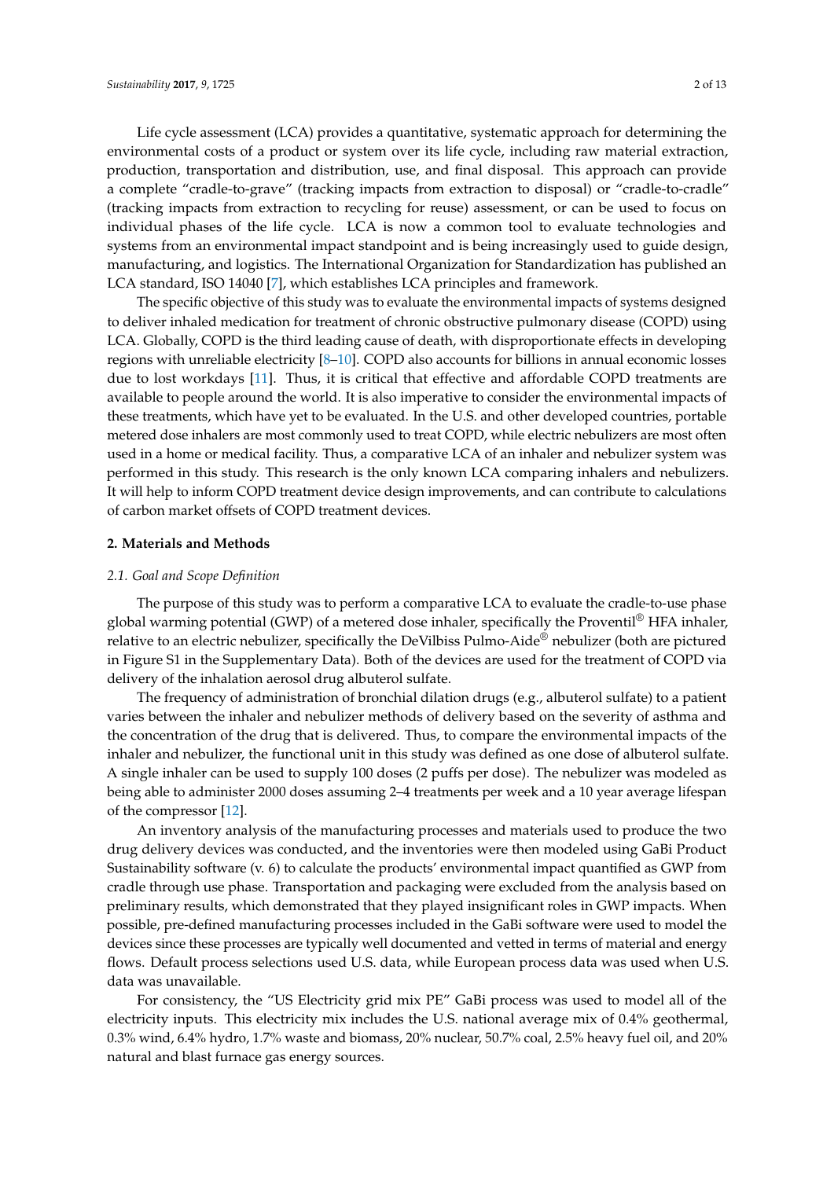Life cycle assessment (LCA) provides a quantitative, systematic approach for determining the environmental costs of a product or system over its life cycle, including raw material extraction, production, transportation and distribution, use, and final disposal. This approach can provide a complete "cradle-to-grave" (tracking impacts from extraction to disposal) or "cradle-to-cradle" (tracking impacts from extraction to recycling for reuse) assessment, or can be used to focus on individual phases of the life cycle. LCA is now a common tool to evaluate technologies and systems from an environmental impact standpoint and is being increasingly used to guide design, manufacturing, and logistics. The International Organization for Standardization has published an LCA standard, ISO 14040 [7], which establishes LCA principles and framework.

The specific objective of this study was to evaluate the environmental impacts of systems designed to deliver inhaled medication for treatment of chronic obstructive pulmonary disease (COPD) using LCA. Globally, COPD is the third leading cause of death, with disproportionate effects in developing regions with unreliable electricity [8–10]. COPD also accounts for billions in annual economic losses due to lost workdays [11]. Thus, it is critical that effective and affordable COPD treatments are available to people around the world. It is also imperative to consider the environmental impacts of these treatments, which have yet to be evaluated. In the U.S. and other developed countries, portable metered dose inhalers are most commonly used to treat COPD, while electric nebulizers are most often used in a home or medical facility. Thus, a comparative LCA of an inhaler and nebulizer system was performed in this study. This research is the only known LCA comparing inhalers and nebulizers. It will help to inform COPD treatment device design improvements, and can contribute to calculations of carbon market offsets of COPD treatment devices.

## 2. Materials and Methods

### *2.1. Goal and Scope Definition*

The purpose of this study was to perform a comparative LCA to evaluate the cradle-to-use phase global warming potential (GWP) of a metered dose inhaler, specifically the Proventil® HFA inhaler, relative to an electric nebulizer, specifically the DeVilbiss Pulmo-Aide® nebulizer (both are pictured in Figure S1 in the Supplementary Data). Both of the devices are used for the treatment of COPD via delivery of the inhalation aerosol drug albuterol sulfate.

The frequency of administration of bronchial dilation drugs (e.g., albuterol sulfate) to a patient varies between the inhaler and nebulizer methods of delivery based on the severity of asthma and the concentration of the drug that is delivered. Thus, to compare the environmental impacts of the inhaler and nebulizer, the functional unit in this study was defined as one dose of albuterol sulfate. A single inhaler can be used to supply 100 doses (2 puffs per dose). The nebulizer was modeled as being able to administer 2000 doses assuming 2–4 treatments per week and a 10 year average lifespan of the compressor [12].

An inventory analysis of the manufacturing processes and materials used to produce the two drug delivery devices was conducted, and the inventories were then modeled using GaBi Product Sustainability software (v. 6) to calculate the products' environmental impact quantified as GWP from cradle through use phase. Transportation and packaging were excluded from the analysis based on preliminary results, which demonstrated that they played insignificant roles in GWP impacts. When possible, pre-defined manufacturing processes included in the GaBi software were used to model the devices since these processes are typically well documented and vetted in terms of material and energy flows. Default process selections used U.S. data, while European process data was used when U.S. data was unavailable.

For consistency, the "US Electricity grid mix PE" GaBi process was used to model all of the electricity inputs. This electricity mix includes the U.S. national average mix of 0.4% geothermal, 0.3% wind, 6.4% hydro, 1.7% waste and biomass, 20% nuclear, 50.7% coal, 2.5% heavy fuel oil, and 20% natural and blast furnace gas energy sources.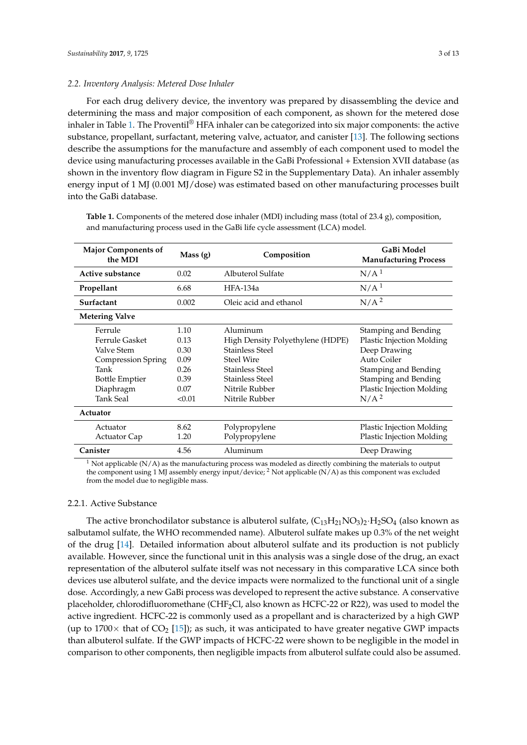### 2.2. Inventory Analysis: Metered Dose Inhaler

For each drug delivery device, the inventory was prepared by disassembling the device and determining the mass and major composition of each component, as shown for the metered dose inhaler in Table 1. The Proventil® HFA inhaler can be categorized into six major components: the active substance, propellant, surfactant, metering valve, actuator, and canister [13]. The following sections describe the assumptions for the manufacture and assembly of each component used to model the device using manufacturing processes available in the GaBi Professional + Extension XVII database (as shown in the inventory flow diagram in Figure S2 in the Supplementary Data). An inhaler assembly energy input of 1 MJ (0.001 MJ/dose) was estimated based on other manufacturing processes built into the GaBi database.

**Table 1.** Components of the metered dose inhaler (MDI) including mass (total of 23.4 g), composition, and manufacturing process used in the GaBi life cycle assessment (LCA) model.

| Major Components of the MDI | Mass (g) | Composition | GaBi Model Manufacturing Process |
|---|---|---|---|
| **Active substance** | 0.02 | Albuterol Sulfate | N/A [1] |
| **Propellant** | 6.68 | HFA-134a | N/A [1] |
| **Surfactant** | 0.002 | Oleic acid and ethanol | N/A [2] |
| **Metering Valve** | | | |
| Ferrule | 1.10 | Aluminum | Stamping and Bending |
| Ferrule Gasket | 0.13 | High Density Polyethylene (HDPE) | Plastic Injection Molding |
| Valve Stem | 0.30 | Stainless Steel | Deep Drawing |
| Compression Spring | 0.09 | Steel Wire | Auto Coiler |
| Tank | 0.26 | Stainless Steel | Stamping and Bending |
| Bottle Emptier | 0.39 | Stainless Steel | Stamping and Bending |
| Diaphragm | 0.07 | Nitrile Rubber | Plastic Injection Molding |
| Tank Seal | <0.01 | Nitrile Rubber | N/A [2] |
| **Actuator** | | | |
| Actuator | 8.62 | Polypropylene | Plastic Injection Molding |
| Actuator Cap | 1.20 | Polypropylene | Plastic Injection Molding |
| **Canister** | 4.56 | Aluminum | Deep Drawing |

[1] Not applicable (N/A) as the manufacturing process was modeled as directly combining the materials to output the component using 1 MJ assembly energy input/device; [2] Not applicable (N/A) as this component was excluded from the model due to negligible mass.

#### 2.2.1. Active Substance

The active bronchodilator substance is albuterol sulfate, $(C_{13}H_{21}NO_3)_2 \cdot H_2SO_4$ (also known as salbutamol sulfate, the WHO recommended name). Albuterol sulfate makes up 0.3% of the net weight of the drug [14]. Detailed information about albuterol sulfate and its production is not publicly available. However, since the functional unit in this analysis was a single dose of the drug, an exact representation of the albuterol sulfate itself was not necessary in this comparative LCA since both devices use albuterol sulfate, and the device impacts were normalized to the functional unit of a single dose. Accordingly, a new GaBi process was developed to represent the active substance. A conservative placeholder, chlorodifluoromethane ($CHF_2Cl$, also known as HCFC-22 or R22), was used to model the active ingredient. HCFC-22 is commonly used as a propellant and is characterized by a high GWP (up to 1700× that of $CO_2$ [15]); as such, it was anticipated to have greater negative GWP impacts than albuterol sulfate. If the GWP impacts of HCFC-22 were shown to be negligible in the model in comparison to other components, then negligible impacts from albuterol sulfate could also be assumed.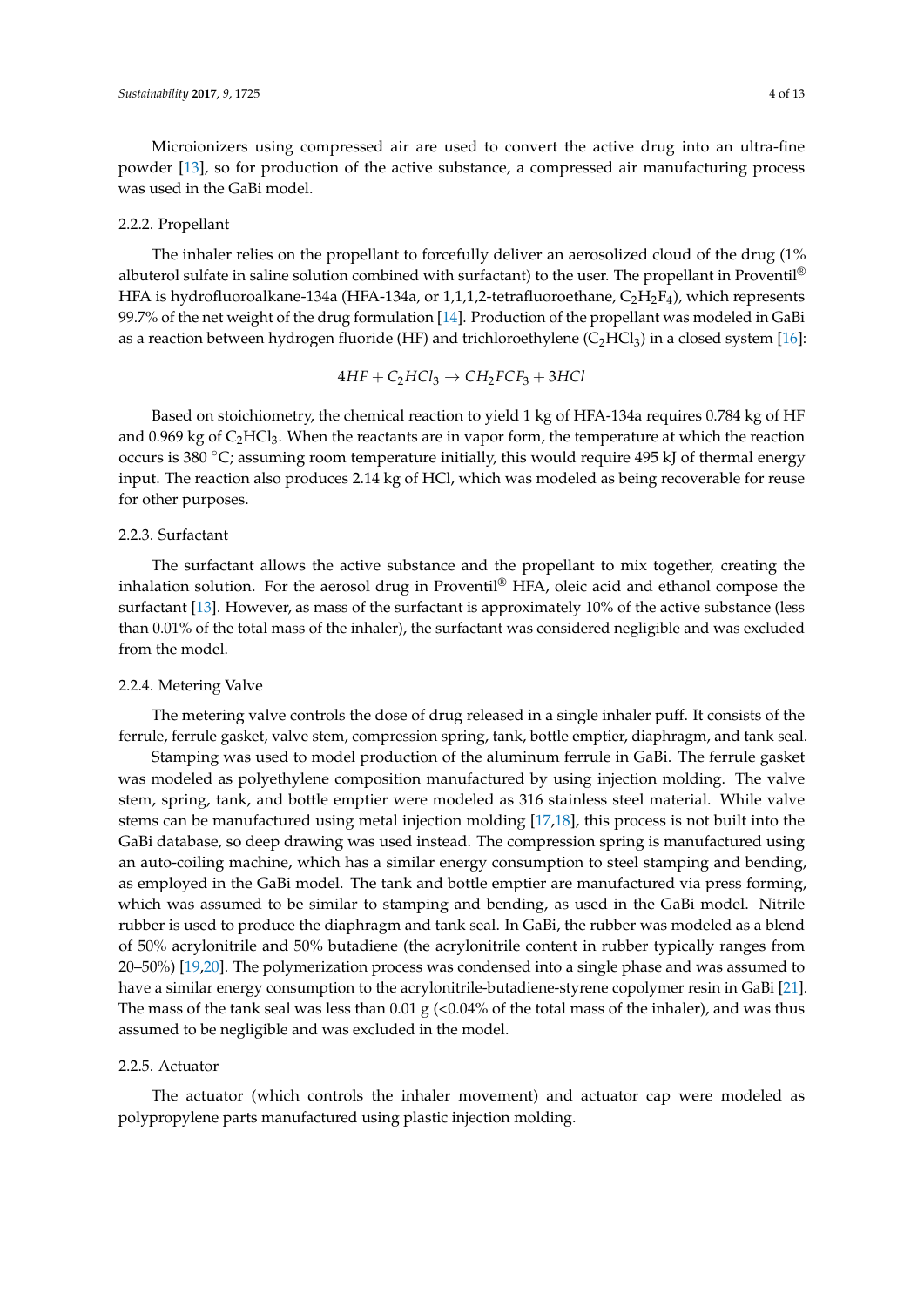Microionizers using compressed air are used to convert the active drug into an ultra-fine powder [13], so for production of the active substance, a compressed air manufacturing process was used in the GaBi model.

### 2.2.2. Propellant

The inhaler relies on the propellant to forcefully deliver an aerosolized cloud of the drug (1% albuterol sulfate in saline solution combined with surfactant) to the user. The propellant in Proventil® HFA is hydrofluoroalkane-134a (HFA-134a, or 1,1,1,2-tetrafluoroethane, $C_2H_2F_4$), which represents 99.7% of the net weight of the drug formulation [14]. Production of the propellant was modeled in GaBi as a reaction between hydrogen fluoride (HF) and trichloroethylene ($C_2HCl_3$) in a closed system [16]:

$$4HF + C_2HCl_3 \rightarrow CH_2FCF_3 + 3HCl$$

Based on stoichiometry, the chemical reaction to yield 1 kg of HFA-134a requires 0.784 kg of HF and 0.969 kg of $C_2HCl_3$. When the reactants are in vapor form, the temperature at which the reaction occurs is 380 °C; assuming room temperature initially, this would require 495 kJ of thermal energy input. The reaction also produces 2.14 kg of HCl, which was modeled as being recoverable for reuse for other purposes.

### 2.2.3. Surfactant

The surfactant allows the active substance and the propellant to mix together, creating the inhalation solution. For the aerosol drug in Proventil® HFA, oleic acid and ethanol compose the surfactant [13]. However, as mass of the surfactant is approximately 10% of the active substance (less than 0.01% of the total mass of the inhaler), the surfactant was considered negligible and was excluded from the model.

### 2.2.4. Metering Valve

The metering valve controls the dose of drug released in a single inhaler puff. It consists of the ferrule, ferrule gasket, valve stem, compression spring, tank, bottle emptier, diaphragm, and tank seal.

Stamping was used to model production of the aluminum ferrule in GaBi. The ferrule gasket was modeled as polyethylene composition manufactured by using injection molding. The valve stem, spring, tank, and bottle emptier were modeled as 316 stainless steel material. While valve stems can be manufactured using metal injection molding [17,18], this process is not built into the GaBi database, so deep drawing was used instead. The compression spring is manufactured using an auto-coiling machine, which has a similar energy consumption to steel stamping and bending, as employed in the GaBi model. The tank and bottle emptier are manufactured via press forming, which was assumed to be similar to stamping and bending, as used in the GaBi model. Nitrile rubber is used to produce the diaphragm and tank seal. In GaBi, the rubber was modeled as a blend of 50% acrylonitrile and 50% butadiene (the acrylonitrile content in rubber typically ranges from 20–50%) [19,20]. The polymerization process was condensed into a single phase and was assumed to have a similar energy consumption to the acrylonitrile-butadiene-styrene copolymer resin in GaBi [21]. The mass of the tank seal was less than 0.01 g (<0.04% of the total mass of the inhaler), and was thus assumed to be negligible and was excluded in the model.

### 2.2.5. Actuator

The actuator (which controls the inhaler movement) and actuator cap were modeled as polypropylene parts manufactured using plastic injection molding.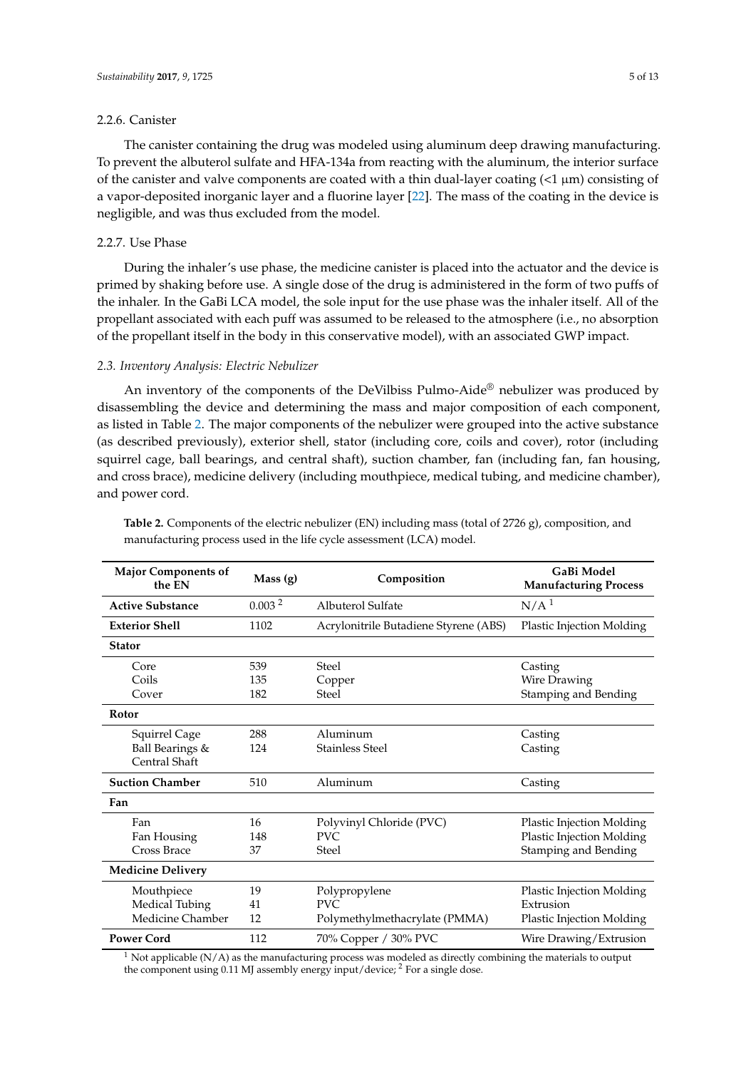#### 2.2.6. Canister

The canister containing the drug was modeled using aluminum deep drawing manufacturing. To prevent the albuterol sulfate and HFA-134a from reacting with the aluminum, the interior surface of the canister and valve components are coated with a thin dual-layer coating (<1 μm) consisting of a vapor-deposited inorganic layer and a fluorine layer [22]. The mass of the coating in the device is negligible, and was thus excluded from the model.

#### 2.2.7. Use Phase

During the inhaler's use phase, the medicine canister is placed into the actuator and the device is primed by shaking before use. A single dose of the drug is administered in the form of two puffs of the inhaler. In the GaBi LCA model, the sole input for the use phase was the inhaler itself. All of the propellant associated with each puff was assumed to be released to the atmosphere (i.e., no absorption of the propellant itself in the body in this conservative model), with an associated GWP impact.

### *2.3. Inventory Analysis: Electric Nebulizer*

An inventory of the components of the DeVilbiss Pulmo-Aide® nebulizer was produced by disassembling the device and determining the mass and major composition of each component, as listed in Table 2. The major components of the nebulizer were grouped into the active substance (as described previously), exterior shell, stator (including core, coils and cover), rotor (including squirrel cage, ball bearings, and central shaft), suction chamber, fan (including fan, fan housing, and cross brace), medicine delivery (including mouthpiece, medical tubing, and medicine chamber), and power cord.

**Table 2.** Components of the electric nebulizer (EN) including mass (total of 2726 g), composition, and manufacturing process used in the life cycle assessment (LCA) model.

| Major Components of the EN | Mass (g) | Composition | GaBi Model Manufacturing Process |
|---|---|---|---|
| **Active Substance** | 0.003 [2] | Albuterol Sulfate | N/A [1] |
| **Exterior Shell** | 1102 | Acrylonitrile Butadiene Styrene (ABS) | Plastic Injection Molding |
| **Stator** | | | |
| Core | 539 | Steel | Casting |
| Coils | 135 | Copper | Wire Drawing |
| Cover | 182 | Steel | Stamping and Bending |
| **Rotor** | | | |
| Squirrel Cage | 288 | Aluminum | Casting |
| Ball Bearings & Central Shaft | 124 | Stainless Steel | Casting |
| **Suction Chamber** | 510 | Aluminum | Casting |
| **Fan** | | | |
| Fan | 16 | Polyvinyl Chloride (PVC) | Plastic Injection Molding |
| Fan Housing | 148 | PVC | Plastic Injection Molding |
| Cross Brace | 37 | Steel | Stamping and Bending |
| **Medicine Delivery** | | | |
| Mouthpiece | 19 | Polypropylene | Plastic Injection Molding |
| Medical Tubing | 41 | PVC | Extrusion |
| Medicine Chamber | 12 | Polymethylmethacrylate (PMMA) | Plastic Injection Molding |
| **Power Cord** | 112 | 70% Copper / 30% PVC | Wire Drawing/Extrusion |

[1] Not applicable (N/A) as the manufacturing process was modeled as directly combining the materials to output the component using 0.11 MJ assembly energy input/device; [2] For a single dose.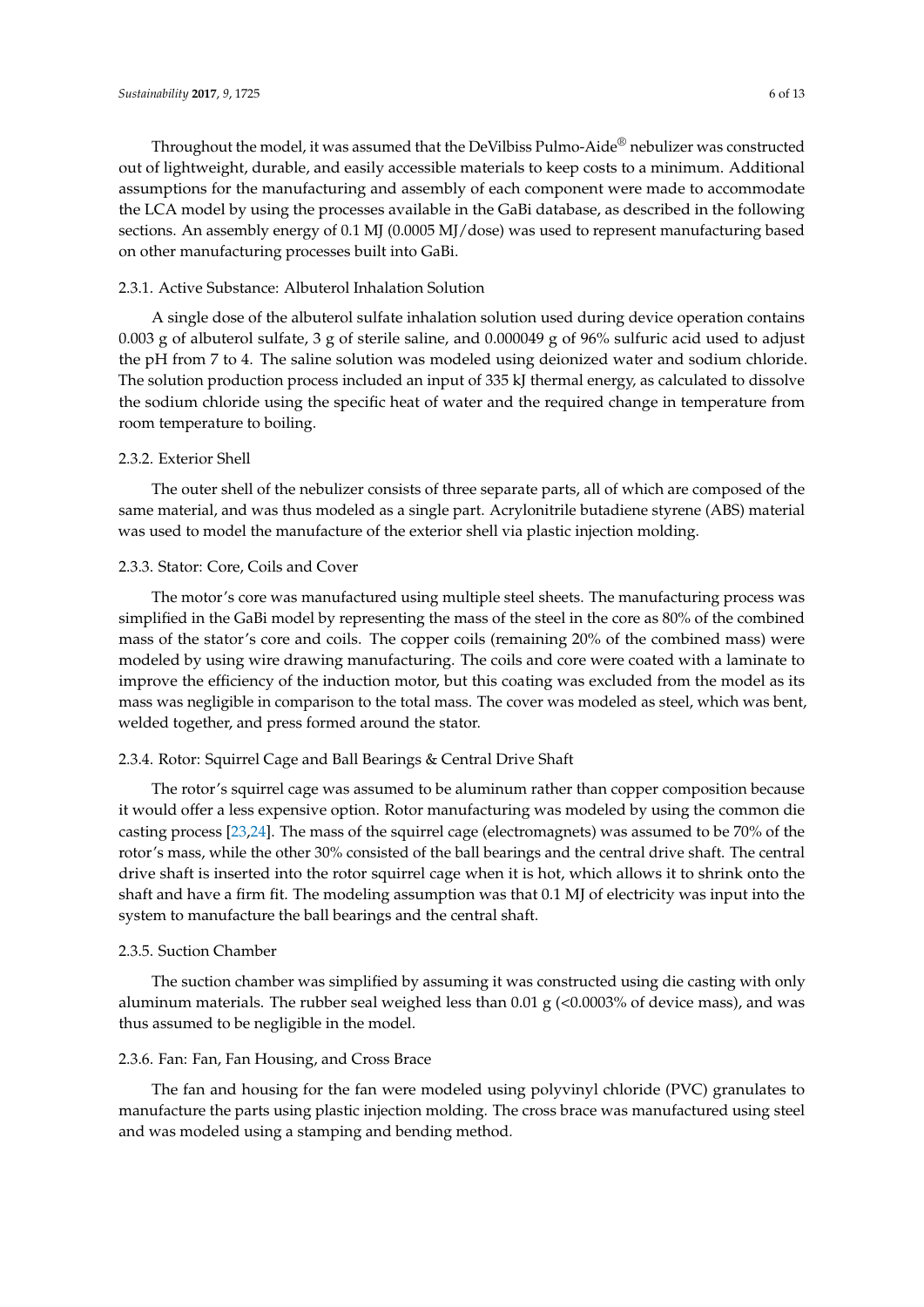Throughout the model, it was assumed that the DeVilbiss Pulmo-Aide® nebulizer was constructed out of lightweight, durable, and easily accessible materials to keep costs to a minimum. Additional assumptions for the manufacturing and assembly of each component were made to accommodate the LCA model by using the processes available in the GaBi database, as described in the following sections. An assembly energy of 0.1 MJ (0.0005 MJ/dose) was used to represent manufacturing based on other manufacturing processes built into GaBi.

### 2.3.1. Active Substance: Albuterol Inhalation Solution

A single dose of the albuterol sulfate inhalation solution used during device operation contains 0.003 g of albuterol sulfate, 3 g of sterile saline, and 0.000049 g of 96% sulfuric acid used to adjust the pH from 7 to 4. The saline solution was modeled using deionized water and sodium chloride. The solution production process included an input of 335 kJ thermal energy, as calculated to dissolve the sodium chloride using the specific heat of water and the required change in temperature from room temperature to boiling.

### 2.3.2. Exterior Shell

The outer shell of the nebulizer consists of three separate parts, all of which are composed of the same material, and was thus modeled as a single part. Acrylonitrile butadiene styrene (ABS) material was used to model the manufacture of the exterior shell via plastic injection molding.

### 2.3.3. Stator: Core, Coils and Cover

The motor's core was manufactured using multiple steel sheets. The manufacturing process was simplified in the GaBi model by representing the mass of the steel in the core as 80% of the combined mass of the stator's core and coils. The copper coils (remaining 20% of the combined mass) were modeled by using wire drawing manufacturing. The coils and core were coated with a laminate to improve the efficiency of the induction motor, but this coating was excluded from the model as its mass was negligible in comparison to the total mass. The cover was modeled as steel, which was bent, welded together, and press formed around the stator.

### 2.3.4. Rotor: Squirrel Cage and Ball Bearings & Central Drive Shaft

The rotor's squirrel cage was assumed to be aluminum rather than copper composition because it would offer a less expensive option. Rotor manufacturing was modeled by using the common die casting process [23,24]. The mass of the squirrel cage (electromagnets) was assumed to be 70% of the rotor's mass, while the other 30% consisted of the ball bearings and the central drive shaft. The central drive shaft is inserted into the rotor squirrel cage when it is hot, which allows it to shrink onto the shaft and have a firm fit. The modeling assumption was that 0.1 MJ of electricity was input into the system to manufacture the ball bearings and the central shaft.

### 2.3.5. Suction Chamber

The suction chamber was simplified by assuming it was constructed using die casting with only aluminum materials. The rubber seal weighed less than 0.01 g (<0.0003% of device mass), and was thus assumed to be negligible in the model.

### 2.3.6. Fan: Fan, Fan Housing, and Cross Brace

The fan and housing for the fan were modeled using polyvinyl chloride (PVC) granulates to manufacture the parts using plastic injection molding. The cross brace was manufactured using steel and was modeled using a stamping and bending method.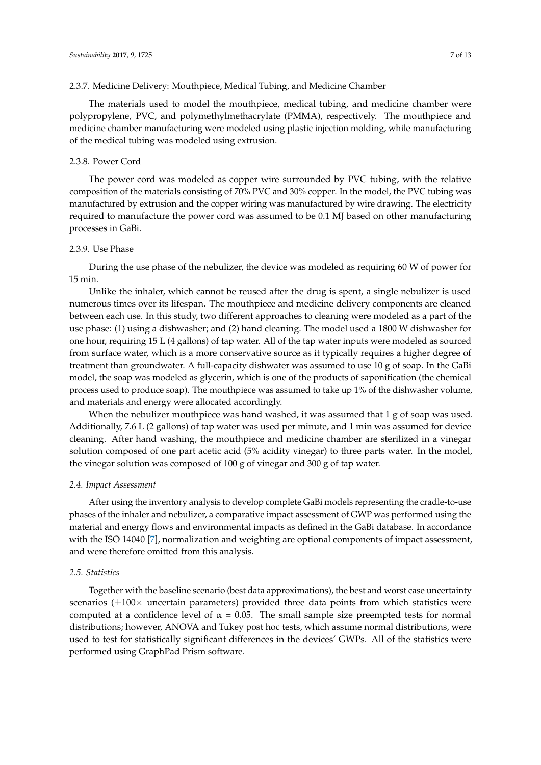#### 2.3.7. Medicine Delivery: Mouthpiece, Medical Tubing, and Medicine Chamber

The materials used to model the mouthpiece, medical tubing, and medicine chamber were polypropylene, PVC, and polymethylmethacrylate (PMMA), respectively. The mouthpiece and medicine chamber manufacturing were modeled using plastic injection molding, while manufacturing of the medical tubing was modeled using extrusion.

#### 2.3.8. Power Cord

The power cord was modeled as copper wire surrounded by PVC tubing, with the relative composition of the materials consisting of 70% PVC and 30% copper. In the model, the PVC tubing was manufactured by extrusion and the copper wiring was manufactured by wire drawing. The electricity required to manufacture the power cord was assumed to be 0.1 MJ based on other manufacturing processes in GaBi.

#### 2.3.9. Use Phase

During the use phase of the nebulizer, the device was modeled as requiring 60 W of power for 15 min.

Unlike the inhaler, which cannot be reused after the drug is spent, a single nebulizer is used numerous times over its lifespan. The mouthpiece and medicine delivery components are cleaned between each use. In this study, two different approaches to cleaning were modeled as a part of the use phase: (1) using a dishwasher; and (2) hand cleaning. The model used a 1800 W dishwasher for one hour, requiring 15 L (4 gallons) of tap water. All of the tap water inputs were modeled as sourced from surface water, which is a more conservative source as it typically requires a higher degree of treatment than groundwater. A full-capacity dishwater was assumed to use 10 g of soap. In the GaBi model, the soap was modeled as glycerin, which is one of the products of saponification (the chemical process used to produce soap). The mouthpiece was assumed to take up 1% of the dishwasher volume, and materials and energy were allocated accordingly.

When the nebulizer mouthpiece was hand washed, it was assumed that 1 g of soap was used. Additionally, 7.6 L (2 gallons) of tap water was used per minute, and 1 min was assumed for device cleaning. After hand washing, the mouthpiece and medicine chamber are sterilized in a vinegar solution composed of one part acetic acid (5% acidity vinegar) to three parts water. In the model, the vinegar solution was composed of 100 g of vinegar and 300 g of tap water.

### *2.4. Impact Assessment*

After using the inventory analysis to develop complete GaBi models representing the cradle-to-use phases of the inhaler and nebulizer, a comparative impact assessment of GWP was performed using the material and energy flows and environmental impacts as defined in the GaBi database. In accordance with the ISO 14040 [7], normalization and weighting are optional components of impact assessment, and were therefore omitted from this analysis.

### *2.5. Statistics*

Together with the baseline scenario (best data approximations), the best and worst case uncertainty scenarios ($\pm 100\times$ uncertain parameters) provided three data points from which statistics were computed at a confidence level of $\alpha = 0.05$. The small sample size preempted tests for normal distributions; however, ANOVA and Tukey post hoc tests, which assume normal distributions, were used to test for statistically significant differences in the devices' GWPs. All of the statistics were performed using GraphPad Prism software.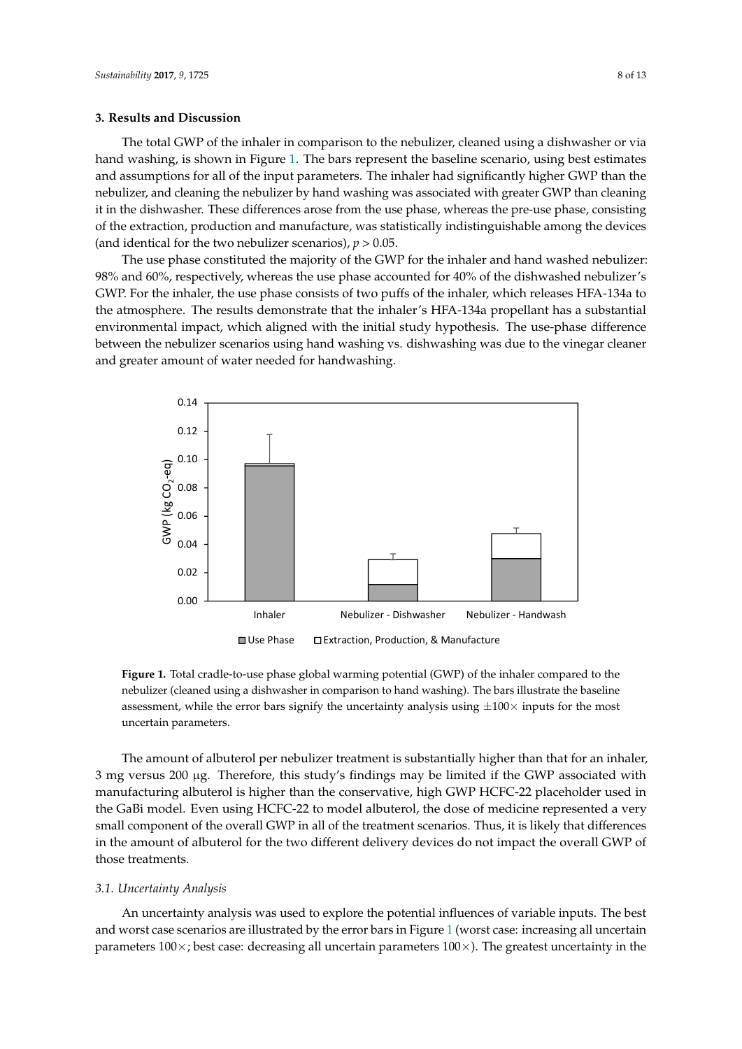## 3. Results and Discussion

The total GWP of the inhaler in comparison to the nebulizer, cleaned using a dishwasher or via hand washing, is shown in Figure 1. The bars represent the baseline scenario, using best estimates and assumptions for all of the input parameters. The inhaler had significantly higher GWP than the nebulizer, and cleaning the nebulizer by hand washing was associated with greater GWP than cleaning it in the dishwasher. These differences arose from the use phase, whereas the pre-use phase, consisting of the extraction, production and manufacture, was statistically indistinguishable among the devices (and identical for the two nebulizer scenarios), $p > 0.05$.

The use phase constituted the majority of the GWP for the inhaler and hand washed nebulizer: 98% and 60%, respectively, whereas the use phase accounted for 40% of the dishwashed nebulizer's GWP. For the inhaler, the use phase consists of two puffs of the inhaler, which releases HFA-134a to the atmosphere. The results demonstrate that the inhaler's HFA-134a propellant has a substantial environmental impact, which aligned with the initial study hypothesis. The use-phase difference between the nebulizer scenarios using hand washing vs. dishwashing was due to the vinegar cleaner and greater amount of water needed for handwashing.

**Figure 1.** Total cradle-to-use phase global warming potential (GWP) of the inhaler compared to the nebulizer (cleaned using a dishwasher in comparison to hand washing). The bars illustrate the baseline assessment, while the error bars signify the uncertainty analysis using $\pm 100\times$ inputs for the most uncertain parameters.

The amount of albuterol per nebulizer treatment is substantially higher than that for an inhaler, 3 mg versus 200 μg. Therefore, this study's findings may be limited if the GWP associated with manufacturing albuterol is higher than the conservative, high GWP HCFC-22 placeholder used in the GaBi model. Even using HCFC-22 to model albuterol, the dose of medicine represented a very small component of the overall GWP in all of the treatment scenarios. Thus, it is likely that differences in the amount of albuterol for the two different delivery devices do not impact the overall GWP of those treatments.

### *3.1. Uncertainty Analysis*

An uncertainty analysis was used to explore the potential influences of variable inputs. The best and worst case scenarios are illustrated by the error bars in Figure 1 (worst case: increasing all uncertain parameters $100\times$; best case: decreasing all uncertain parameters $100\times$). The greatest uncertainty in the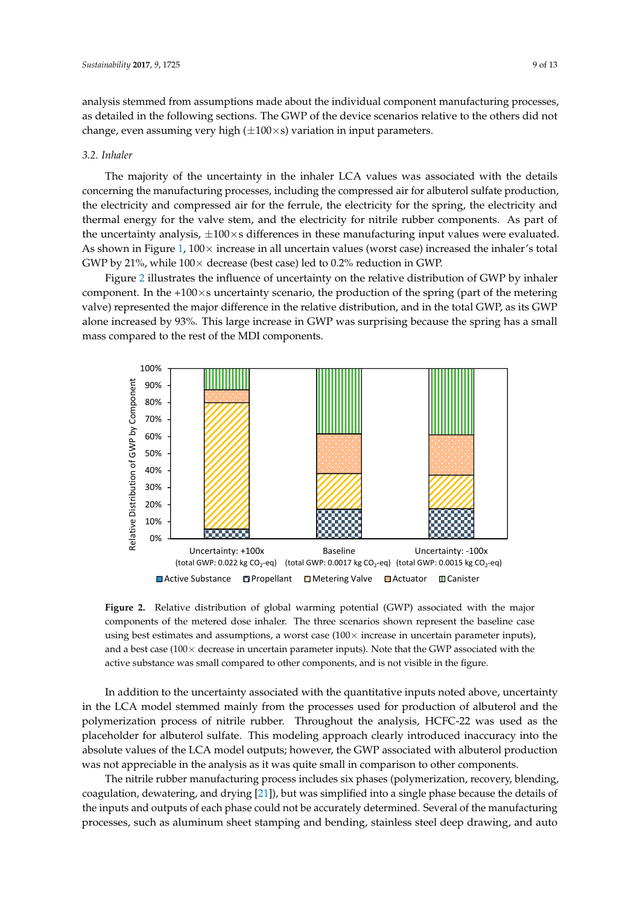analysis stemmed from assumptions made about the individual component manufacturing processes, as detailed in the following sections. The GWP of the device scenarios relative to the others did not change, even assuming very high (±100×s) variation in input parameters.

### 3.2. Inhaler

The majority of the uncertainty in the inhaler LCA values was associated with the details concerning the manufacturing processes, including the compressed air for albuterol sulfate production, the electricity and compressed air for the ferrule, the electricity for the spring, the electricity and thermal energy for the valve stem, and the electricity for nitrile rubber components. As part of the uncertainty analysis, ±100×s differences in these manufacturing input values were evaluated. As shown in Figure 1, 100× increase in all uncertain values (worst case) increased the inhaler's total GWP by 21%, while 100× decrease (best case) led to 0.2% reduction in GWP.

Figure 2 illustrates the influence of uncertainty on the relative distribution of GWP by inhaler component. In the +100×s uncertainty scenario, the production of the spring (part of the metering valve) represented the major difference in the relative distribution, and in the total GWP, as its GWP alone increased by 93%. This large increase in GWP was surprising because the spring has a small mass compared to the rest of the MDI components.

**Figure 2.** Relative distribution of global warming potential (GWP) associated with the major components of the metered dose inhaler. The three scenarios shown represent the baseline case using best estimates and assumptions, a worst case (100× increase in uncertain parameter inputs), and a best case (100× decrease in uncertain parameter inputs). Note that the GWP associated with the active substance was small compared to other components, and is not visible in the figure.

In addition to the uncertainty associated with the quantitative inputs noted above, uncertainty in the LCA model stemmed mainly from the processes used for production of albuterol and the polymerization process of nitrile rubber. Throughout the analysis, HCFC-22 was used as the placeholder for albuterol sulfate. This modeling approach clearly introduced inaccuracy into the absolute values of the LCA model outputs; however, the GWP associated with albuterol production was not appreciable in the analysis as it was quite small in comparison to other components.

The nitrile rubber manufacturing process includes six phases (polymerization, recovery, blending, coagulation, dewatering, and drying [21]), but was simplified into a single phase because the details of the inputs and outputs of each phase could not be accurately determined. Several of the manufacturing processes, such as aluminum sheet stamping and bending, stainless steel deep drawing, and auto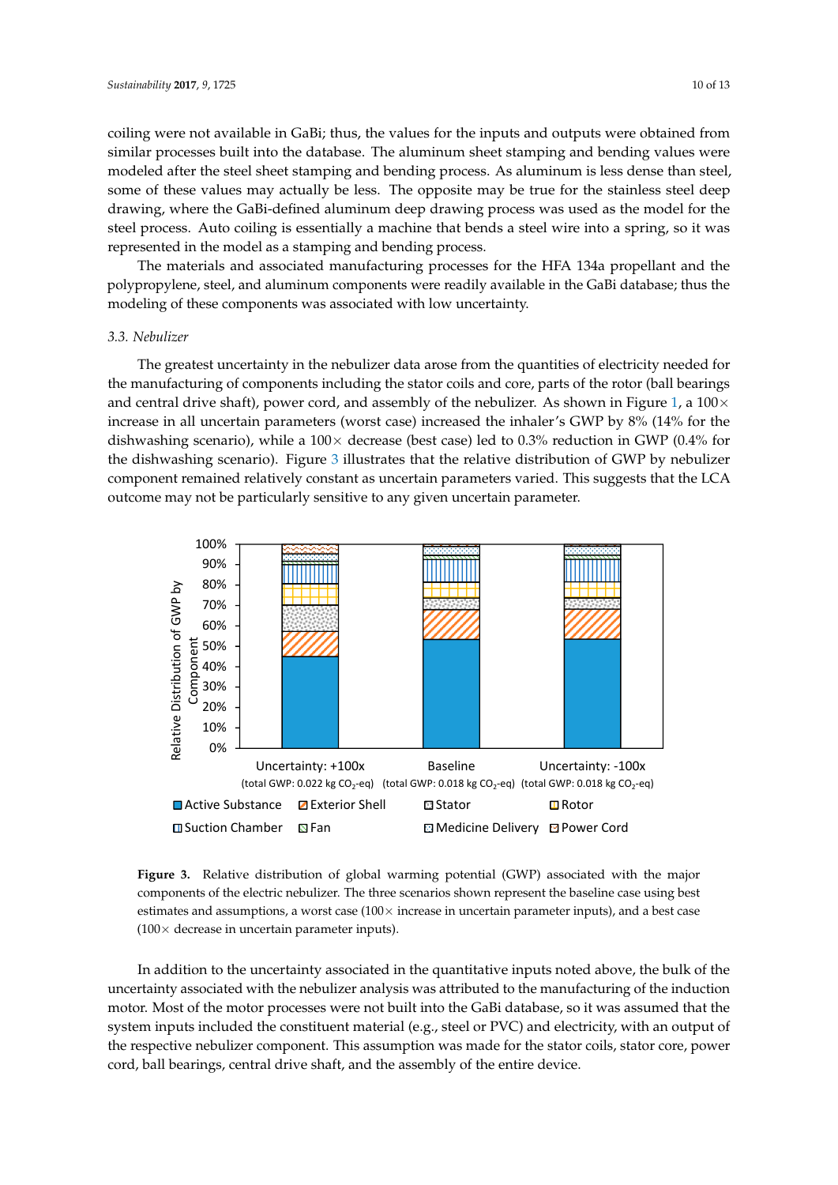coiling were not available in GaBi; thus, the values for the inputs and outputs were obtained from similar processes built into the database. The aluminum sheet stamping and bending values were modeled after the steel sheet stamping and bending process. As aluminum is less dense than steel, some of these values may actually be less. The opposite may be true for the stainless steel deep drawing, where the GaBi-defined aluminum deep drawing process was used as the model for the steel process. Auto coiling is essentially a machine that bends a steel wire into a spring, so it was represented in the model as a stamping and bending process.

The materials and associated manufacturing processes for the HFA 134a propellant and the polypropylene, steel, and aluminum components were readily available in the GaBi database; thus the modeling of these components was associated with low uncertainty.

### 3.3. Nebulizer

The greatest uncertainty in the nebulizer data arose from the quantities of electricity needed for the manufacturing of components including the stator coils and core, parts of the rotor (ball bearings and central drive shaft), power cord, and assembly of the nebulizer. As shown in Figure 1, a 100× increase in all uncertain parameters (worst case) increased the inhaler's GWP by 8% (14% for the dishwashing scenario), while a 100× decrease (best case) led to 0.3% reduction in GWP (0.4% for the dishwashing scenario). Figure 3 illustrates that the relative distribution of GWP by nebulizer component remained relatively constant as uncertain parameters varied. This suggests that the LCA outcome may not be particularly sensitive to any given uncertain parameter.

**Figure 3.** Relative distribution of global warming potential (GWP) associated with the major components of the electric nebulizer. The three scenarios shown represent the baseline case using best estimates and assumptions, a worst case (100× increase in uncertain parameter inputs), and a best case (100× decrease in uncertain parameter inputs).

In addition to the uncertainty associated in the quantitative inputs noted above, the bulk of the uncertainty associated with the nebulizer analysis was attributed to the manufacturing of the induction motor. Most of the motor processes were not built into the GaBi database, so it was assumed that the system inputs included the constituent material (e.g., steel or PVC) and electricity, with an output of the respective nebulizer component. This assumption was made for the stator coils, stator core, power cord, ball bearings, central drive shaft, and the assembly of the entire device.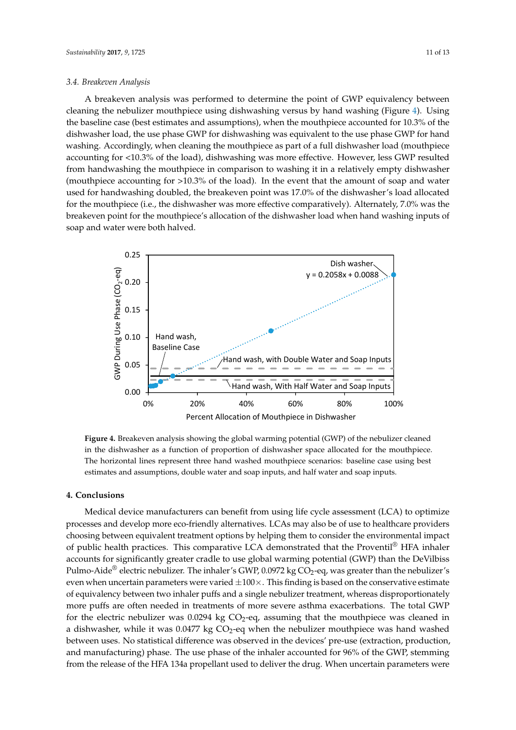### 3.4. Breakeven Analysis

A breakeven analysis was performed to determine the point of GWP equivalency between cleaning the nebulizer mouthpiece using dishwashing versus by hand washing (Figure 4). Using the baseline case (best estimates and assumptions), when the mouthpiece accounted for 10.3% of the dishwasher load, the use phase GWP for dishwashing was equivalent to the use phase GWP for hand washing. Accordingly, when cleaning the mouthpiece as part of a full dishwasher load (mouthpiece accounting for <10.3% of the load), dishwashing was more effective. However, less GWP resulted from handwashing the mouthpiece in comparison to washing it in a relatively empty dishwasher (mouthpiece accounting for >10.3% of the load). In the event that the amount of soap and water used for handwashing doubled, the breakeven point was 17.0% of the dishwasher's load allocated for the mouthpiece (i.e., the dishwasher was more effective comparatively). Alternately, 7.0% was the breakeven point for the mouthpiece's allocation of the dishwasher load when hand washing inputs of soap and water were both halved.

**Figure 4.** Breakeven analysis showing the global warming potential (GWP) of the nebulizer cleaned in the dishwasher as a function of proportion of dishwasher space allocated for the mouthpiece. The horizontal lines represent three hand washed mouthpiece scenarios: baseline case using best estimates and assumptions, double water and soap inputs, and half water and soap inputs.

## 4. Conclusions

Medical device manufacturers can benefit from using life cycle assessment (LCA) to optimize processes and develop more eco-friendly alternatives. LCAs may also be of use to healthcare providers choosing between equivalent treatment options by helping them to consider the environmental impact of public health practices. This comparative LCA demonstrated that the Proventil® HFA inhaler accounts for significantly greater cradle to use global warming potential (GWP) than the DeVilbiss Pulmo-Aide® electric nebulizer. The inhaler's GWP, 0.0972 kg $CO_2$-eq, was greater than the nebulizer's even when uncertain parameters were varied $\pm 100\times$. This finding is based on the conservative estimate of equivalency between two inhaler puffs and a single nebulizer treatment, whereas disproportionately more puffs are often needed in treatments of more severe asthma exacerbations. The total GWP for the electric nebulizer was 0.0294 kg $CO_2$-eq, assuming that the mouthpiece was cleaned in a dishwasher, while it was 0.0477 kg $CO_2$-eq when the nebulizer mouthpiece was hand washed between uses. No statistical difference was observed in the devices' pre-use (extraction, production, and manufacturing) phase. The use phase of the inhaler accounted for 96% of the GWP, stemming from the release of the HFA 134a propellant used to deliver the drug. When uncertain parameters were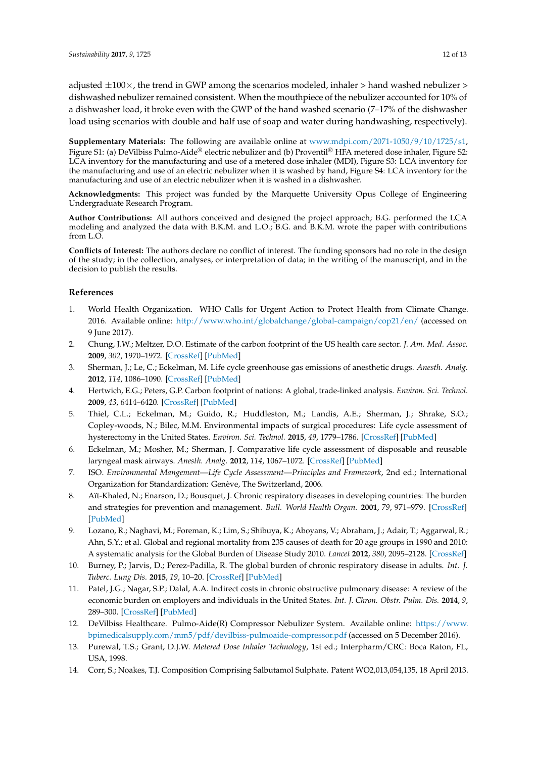adjusted ±100×, the trend in GWP among the scenarios modeled, inhaler > hand washed nebulizer > dishwashed nebulizer remained consistent. When the mouthpiece of the nebulizer accounted for 10% of a dishwasher load, it broke even with the GWP of the hand washed scenario (7–17% of the dishwasher load using scenarios with double and half use of soap and water during handwashing, respectively).

**Supplementary Materials:** The following are available online at www.mdpi.com/2071-1050/9/10/1725/s1, Figure S1: (a) DeVilbiss Pulmo-Aide® electric nebulizer and (b) Proventil® HFA metered dose inhaler, Figure S2: LCA inventory for the manufacturing and use of a metered dose inhaler (MDI), Figure S3: LCA inventory for the manufacturing and use of an electric nebulizer when it is washed by hand, Figure S4: LCA inventory for the manufacturing and use of an electric nebulizer when it is washed in a dishwasher.

**Acknowledgments:** This project was funded by the Marquette University Opus College of Engineering Undergraduate Research Program.

**Author Contributions:** All authors conceived and designed the project approach; B.G. performed the LCA modeling and analyzed the data with B.K.M. and L.O.; B.G. and B.K.M. wrote the paper with contributions from L.O.

**Conflicts of Interest:** The authors declare no conflict of interest. The funding sponsors had no role in the design of the study; in the collection, analyses, or interpretation of data; in the writing of the manuscript, and in the decision to publish the results.

## References

1. World Health Organization. WHO Calls for Urgent Action to Protect Health from Climate Change. 2016. Available online: http://www.who.int/globalchange/global-campaign/cop21/en/ (accessed on 9 June 2017).
2. Chung, J.W.; Meltzer, D.O. Estimate of the carbon footprint of the US health care sector. *J. Am. Med. Assoc.* **2009**, *302*, 1970–1972. [CrossRef] [PubMed]
3. Sherman, J.; Le, C.; Eckelman, M. Life cycle greenhouse gas emissions of anesthetic drugs. *Anesth. Analg.* **2012**, *114*, 1086–1090. [CrossRef] [PubMed]
4. Hertwich, E.G.; Peters, G.P. Carbon footprint of nations: A global, trade-linked analysis. *Environ. Sci. Technol.* **2009**, *43*, 6414–6420. [CrossRef] [PubMed]
5. Thiel, C.L.; Eckelman, M.; Guido, R.; Huddleston, M.; Landis, A.E.; Sherman, J.; Shrake, S.O.; Copley-woods, N.; Bilec, M.M. Environmental impacts of surgical procedures: Life cycle assessment of hysterectomy in the United States. *Environ. Sci. Technol.* **2015**, *49*, 1779–1786. [CrossRef] [PubMed]
6. Eckelman, M.; Mosher, M.; Sherman, J. Comparative life cycle assessment of disposable and reusable laryngeal mask airways. *Anesth. Analg.* **2012**, *114*, 1067–1072. [CrossRef] [PubMed]
7. ISO. *Environmental Mangement—Life Cycle Assessment—Principles and Framework*, 2nd ed.; International Organization for Standardization: Genève, The Switzerland, 2006.
8. Aït-Khaled, N.; Enarson, D.; Bousquet, J. Chronic respiratory diseases in developing countries: The burden and strategies for prevention and management. *Bull. World Health Organ.* **2001**, *79*, 971–979. [CrossRef] [PubMed]
9. Lozano, R.; Naghavi, M.; Foreman, K.; Lim, S.; Shibuya, K.; Aboyans, V.; Abraham, J.; Adair, T.; Aggarwal, R.; Ahn, S.Y.; et al. Global and regional mortality from 235 causes of death for 20 age groups in 1990 and 2010: A systematic analysis for the Global Burden of Disease Study 2010. *Lancet* **2012**, *380*, 2095–2128. [CrossRef]
10. Burney, P.; Jarvis, D.; Perez-Padilla, R. The global burden of chronic respiratory disease in adults. *Int. J. Tuberc. Lung Dis.* **2015**, *19*, 10–20. [CrossRef] [PubMed]
11. Patel, J.G.; Nagar, S.P.; Dalal, A.A. Indirect costs in chronic obstructive pulmonary disease: A review of the economic burden on employers and individuals in the United States. *Int. J. Chron. Obstr. Pulm. Dis.* **2014**, *9*, 289–300. [CrossRef] [PubMed]
12. DeVilbiss Healthcare. Pulmo-Aide(R) Compressor Nebulizer System. Available online: https://www.bpimedicalsupply.com/mm5/pdf/devilbiss-pulmoaide-compressor.pdf (accessed on 5 December 2016).
13. Purewal, T.S.; Grant, D.J.W. *Metered Dose Inhaler Technology*, 1st ed.; Interpharm/CRC: Boca Raton, FL, USA, 1998.
14. Corr, S.; Noakes, T.J. Composition Comprising Salbutamol Sulphate. Patent WO2,013,054,135, 18 April 2013.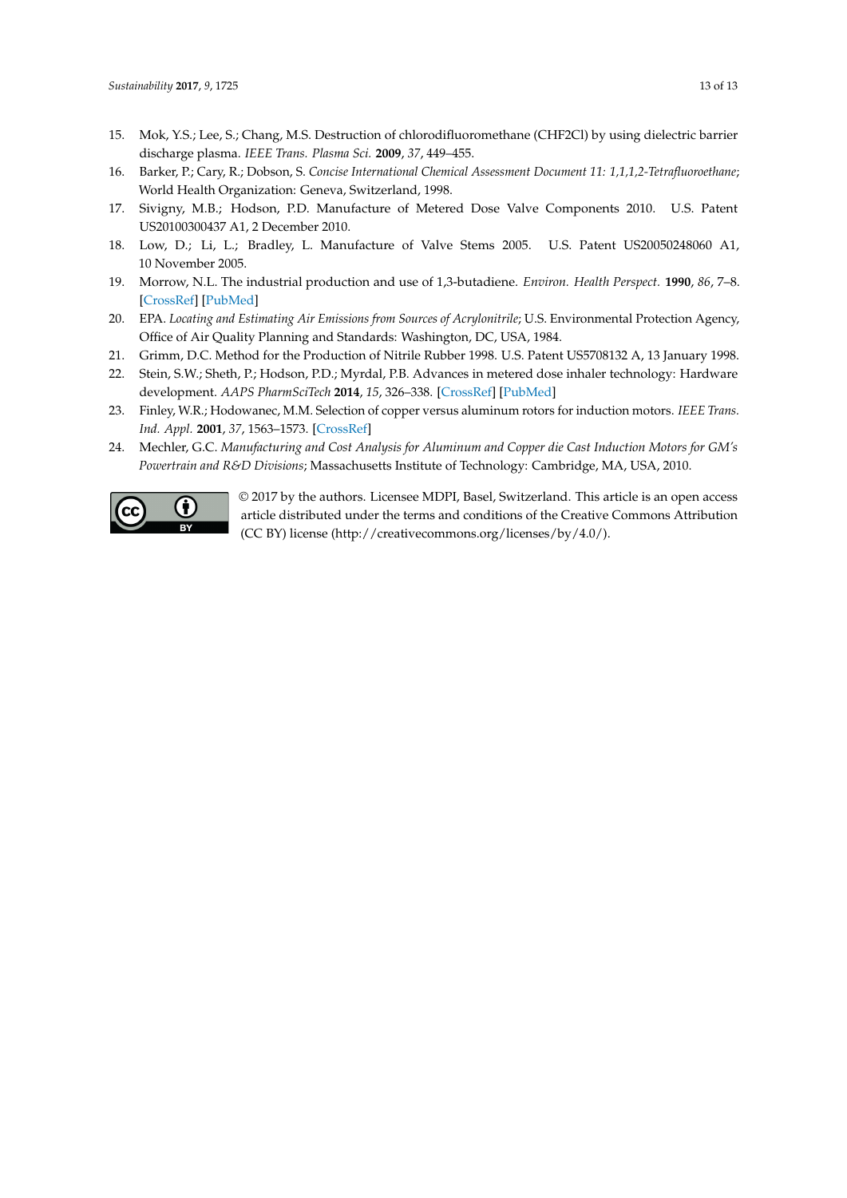15. Mok, Y.S.; Lee, S.; Chang, M.S. Destruction of chlorodifluoromethane (CHF2Cl) by using dielectric barrier discharge plasma. *IEEE Trans. Plasma Sci.* **2009**, *37*, 449–455.
16. Barker, P.; Cary, R.; Dobson, S. *Concise International Chemical Assessment Document 11: 1,1,1,2-Tetrafluoroethane*; World Health Organization: Geneva, Switzerland, 1998.
17. Sivigny, M.B.; Hodson, P.D. Manufacture of Metered Dose Valve Components 2010. U.S. Patent US20100300437 A1, 2 December 2010.
18. Low, D.; Li, L.; Bradley, L. Manufacture of Valve Stems 2005. U.S. Patent US20050248060 A1, 10 November 2005.
19. Morrow, N.L. The industrial production and use of 1,3-butadiene. *Environ. Health Perspect.* **1990**, *86*, 7–8. [CrossRef] [PubMed]
20. EPA. *Locating and Estimating Air Emissions from Sources of Acrylonitrile*; U.S. Environmental Protection Agency, Office of Air Quality Planning and Standards: Washington, DC, USA, 1984.
21. Grimm, D.C. Method for the Production of Nitrile Rubber 1998. U.S. Patent US5708132 A, 13 January 1998.
22. Stein, S.W.; Sheth, P.; Hodson, P.D.; Myrdal, P.B. Advances in metered dose inhaler technology: Hardware development. *AAPS PharmSciTech* **2014**, *15*, 326–338. [CrossRef] [PubMed]
23. Finley, W.R.; Hodowanec, M.M. Selection of copper versus aluminum rotors for induction motors. *IEEE Trans. Ind. Appl.* **2001**, *37*, 1563–1573. [CrossRef]
24. Mechler, G.C. *Manufacturing and Cost Analysis for Aluminum and Copper die Cast Induction Motors for GM's Powertrain and R&D Divisions*; Massachusetts Institute of Technology: Cambridge, MA, USA, 2010.

© 2017 by the authors. Licensee MDPI, Basel, Switzerland. This article is an open access article distributed under the terms and conditions of the Creative Commons Attribution (CC BY) license (http://creativecommons.org/licenses/by/4.0/).